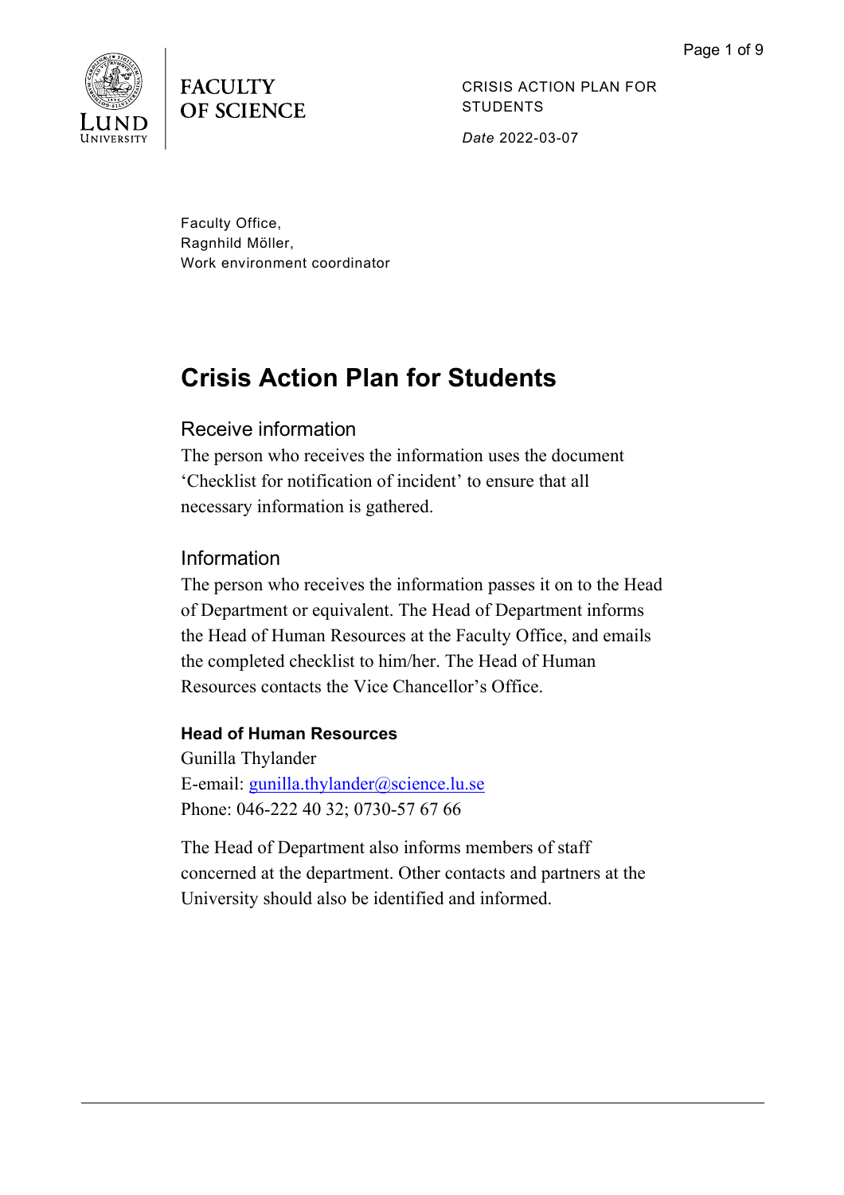FACULTY OF SCIENCE

CRISIS ACTION PLAN FOR STUDENTS

*Date* 2022-03-07

Faculty Office,
Ragnhild Möller,
Work environment coordinator

# Crisis Action Plan for Students

## Receive information

The person who receives the information uses the document 'Checklist for notification of incident' to ensure that all necessary information is gathered.

## Information

The person who receives the information passes it on to the Head of Department or equivalent. The Head of Department informs the Head of Human Resources at the Faculty Office, and emails the completed checklist to him/her. The Head of Human Resources contacts the Vice Chancellor's Office.

**Head of Human Resources**
Gunilla Thylander
E-email: gunilla.thylander@science.lu.se
Phone: 046-222 40 32; 0730-57 67 66

The Head of Department also informs members of staff concerned at the department. Other contacts and partners at the University should also be identified and informed.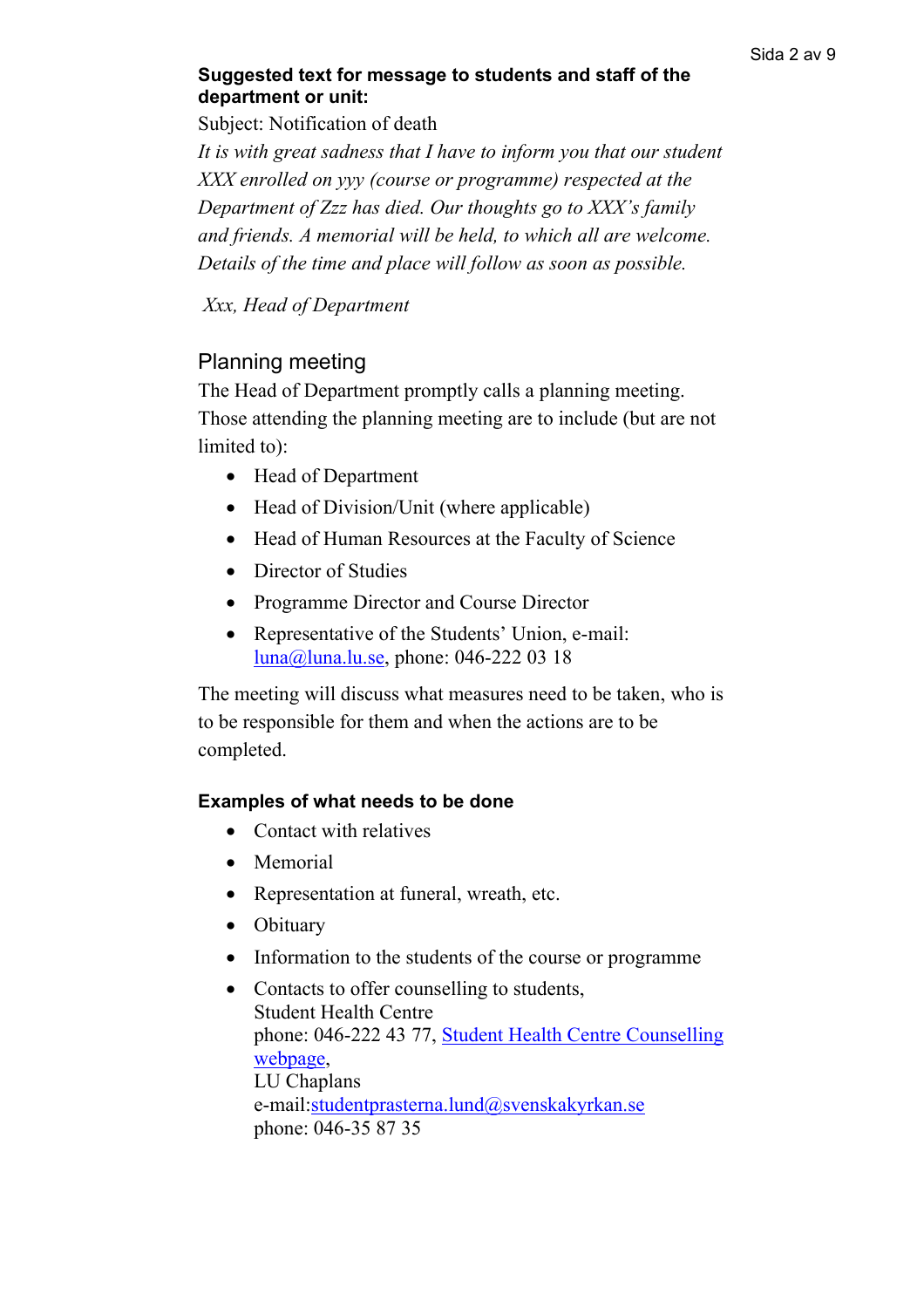**Suggested text for message to students and staff of the department or unit:**

Subject: Notification of death

*It is with great sadness that I have to inform you that our student XXX enrolled on yyy (course or programme) respected at the Department of Zzz has died. Our thoughts go to XXX's family and friends. A memorial will be held, to which all are welcome. Details of the time and place will follow as soon as possible.*

*Xxx, Head of Department*

## Planning meeting

The Head of Department promptly calls a planning meeting. Those attending the planning meeting are to include (but are not limited to):

- Head of Department
- Head of Division/Unit (where applicable)
- Head of Human Resources at the Faculty of Science
- Director of Studies
- Programme Director and Course Director
- Representative of the Students' Union, e-mail: luna@luna.lu.se, phone: 046-222 03 18

The meeting will discuss what measures need to be taken, who is to be responsible for them and when the actions are to be completed.

**Examples of what needs to be done**

- Contact with relatives
- Memorial
- Representation at funeral, wreath, etc.
- Obituary
- Information to the students of the course or programme
- Contacts to offer counselling to students,
  Student Health Centre
  phone: 046-222 43 77, Student Health Centre Counselling webpage,
  LU Chaplans
  e-mail:studentprasterna.lund@svenskakyrkan.se
  phone: 046-35 87 35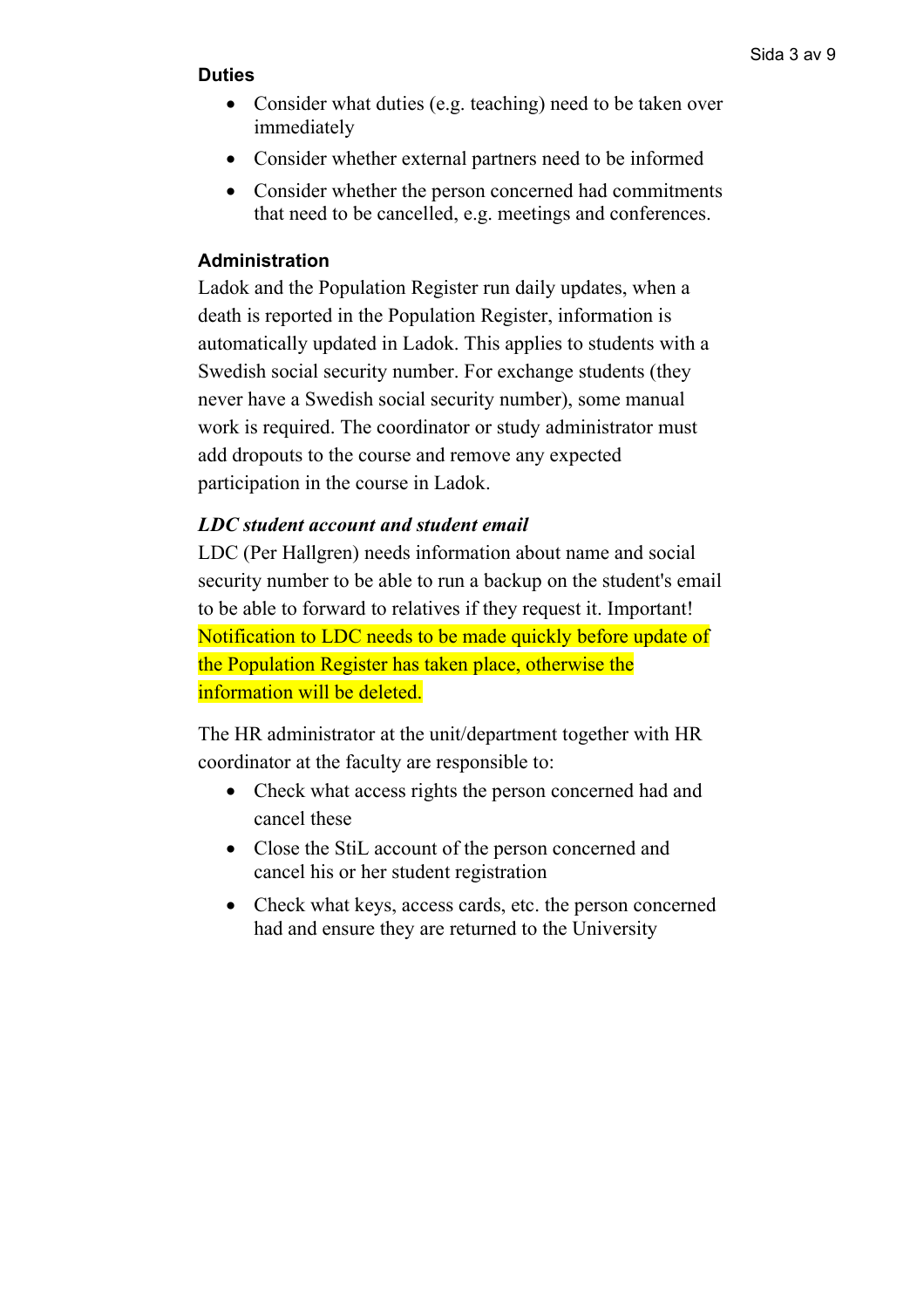### Duties

- Consider what duties (e.g. teaching) need to be taken over immediately
- Consider whether external partners need to be informed
- Consider whether the person concerned had commitments that need to be cancelled, e.g. meetings and conferences.

### Administration

Ladok and the Population Register run daily updates, when a death is reported in the Population Register, information is automatically updated in Ladok. This applies to students with a Swedish social security number. For exchange students (they never have a Swedish social security number), some manual work is required. The coordinator or study administrator must add dropouts to the course and remove any expected participation in the course in Ladok.

***LDC student account and student email***

LDC (Per Hallgren) needs information about name and social security number to be able to run a backup on the student's email to be able to forward to relatives if they request it. Important! Notification to LDC needs to be made quickly before update of the Population Register has taken place, otherwise the information will be deleted.

The HR administrator at the unit/department together with HR coordinator at the faculty are responsible to:

- Check what access rights the person concerned had and cancel these
- Close the StiL account of the person concerned and cancel his or her student registration
- Check what keys, access cards, etc. the person concerned had and ensure they are returned to the University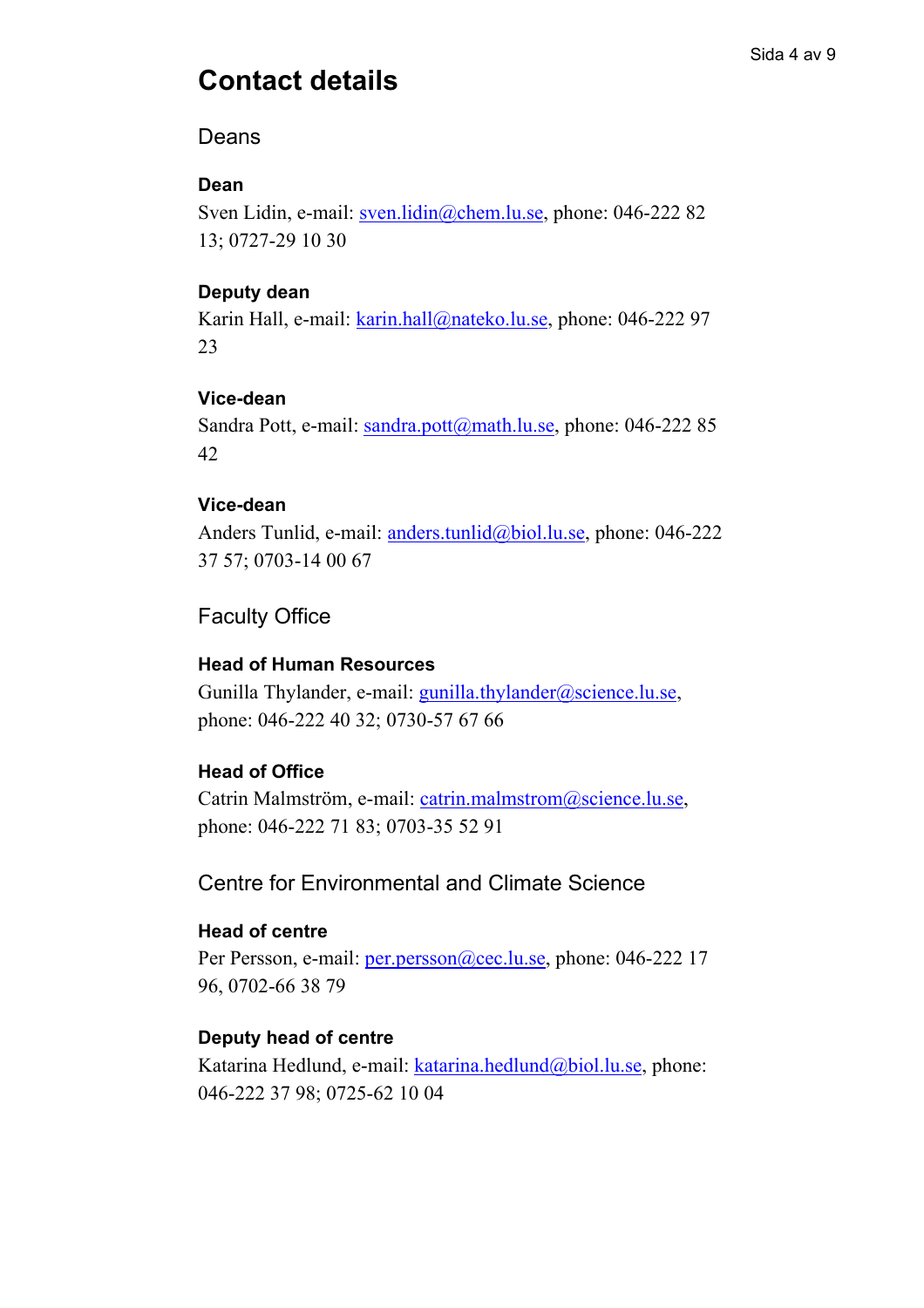# Contact details

## Deans

### Dean

Sven Lidin, e-mail: sven.lidin@chem.lu.se, phone: 046-222 82 13; 0727-29 10 30

### Deputy dean

Karin Hall, e-mail: karin.hall@nateko.lu.se, phone: 046-222 97 23

### Vice-dean

Sandra Pott, e-mail: sandra.pott@math.lu.se, phone: 046-222 85 42

### Vice-dean

Anders Tunlid, e-mail: anders.tunlid@biol.lu.se, phone: 046-222 37 57; 0703-14 00 67

## Faculty Office

### Head of Human Resources

Gunilla Thylander, e-mail: gunilla.thylander@science.lu.se, phone: 046-222 40 32; 0730-57 67 66

### Head of Office

Catrin Malmström, e-mail: catrin.malmstrom@science.lu.se, phone: 046-222 71 83; 0703-35 52 91

## Centre for Environmental and Climate Science

### Head of centre

Per Persson, e-mail: per.persson@cec.lu.se, phone: 046-222 17 96, 0702-66 38 79

### Deputy head of centre

Katarina Hedlund, e-mail: katarina.hedlund@biol.lu.se, phone: 046-222 37 98; 0725-62 10 04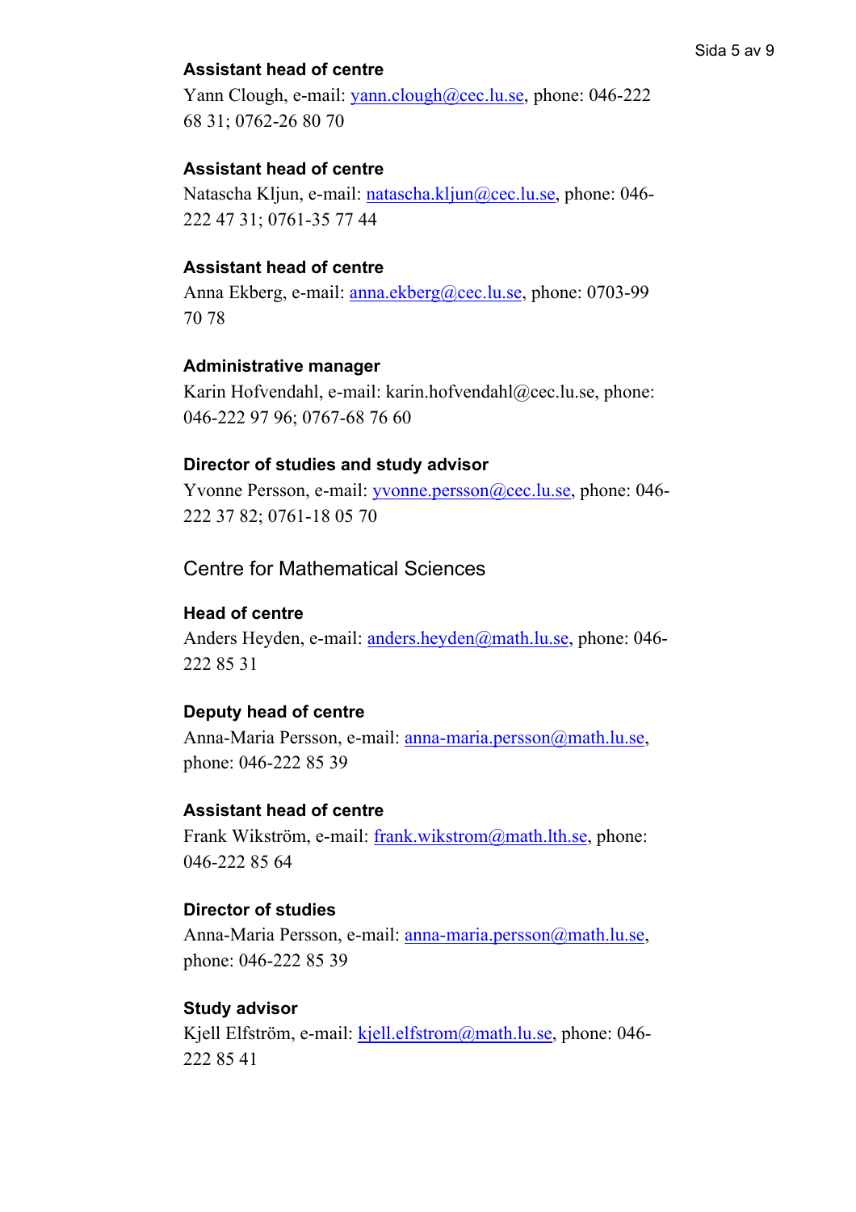**Assistant head of centre**

Yann Clough, e-mail: yann.clough@cec.lu.se, phone: 046-222 68 31; 0762-26 80 70

**Assistant head of centre**

Natascha Kljun, e-mail: natascha.kljun@cec.lu.se, phone: 046-222 47 31; 0761-35 77 44

**Assistant head of centre**

Anna Ekberg, e-mail: anna.ekberg@cec.lu.se, phone: 0703-99 70 78

**Administrative manager**

Karin Hofvendahl, e-mail: karin.hofvendahl@cec.lu.se, phone: 046-222 97 96; 0767-68 76 60

**Director of studies and study advisor**

Yvonne Persson, e-mail: yvonne.persson@cec.lu.se, phone: 046-222 37 82; 0761-18 05 70

## Centre for Mathematical Sciences

**Head of centre**

Anders Heyden, e-mail: anders.heyden@math.lu.se, phone: 046-222 85 31

**Deputy head of centre**

Anna-Maria Persson, e-mail: anna-maria.persson@math.lu.se, phone: 046-222 85 39

**Assistant head of centre**

Frank Wikström, e-mail: frank.wikstrom@math.lth.se, phone: 046-222 85 64

**Director of studies**

Anna-Maria Persson, e-mail: anna-maria.persson@math.lu.se, phone: 046-222 85 39

**Study advisor**

Kjell Elfström, e-mail: kjell.elfstrom@math.lu.se, phone: 046-222 85 41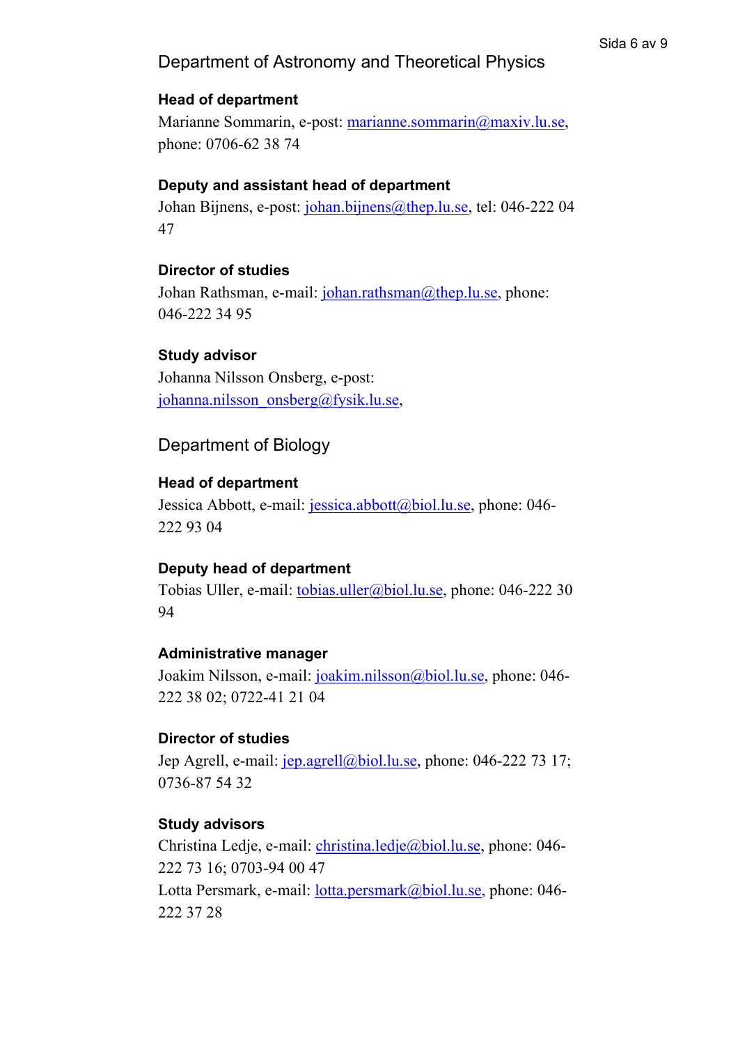## Department of Astronomy and Theoretical Physics

### Head of department

Marianne Sommarin, e-post: marianne.sommarin@maxiv.lu.se, phone: 0706-62 38 74

### Deputy and assistant head of department

Johan Bijnens, e-post: johan.bijnens@thep.lu.se, tel: 046-222 04 47

### Director of studies

Johan Rathsman, e-mail: johan.rathsman@thep.lu.se, phone: 046-222 34 95

### Study advisor

Johanna Nilsson Onsberg, e-post: johanna.nilsson_onsberg@fysik.lu.se,

## Department of Biology

### Head of department

Jessica Abbott, e-mail: jessica.abbott@biol.lu.se, phone: 046-222 93 04

### Deputy head of department

Tobias Uller, e-mail: tobias.uller@biol.lu.se, phone: 046-222 30 94

### Administrative manager

Joakim Nilsson, e-mail: joakim.nilsson@biol.lu.se, phone: 046-222 38 02; 0722-41 21 04

### Director of studies

Jep Agrell, e-mail: jep.agrell@biol.lu.se, phone: 046-222 73 17; 0736-87 54 32

### Study advisors

Christina Ledje, e-mail: christina.ledje@biol.lu.se, phone: 046-222 73 16; 0703-94 00 47
Lotta Persmark, e-mail: lotta.persmark@biol.lu.se, phone: 046-222 37 28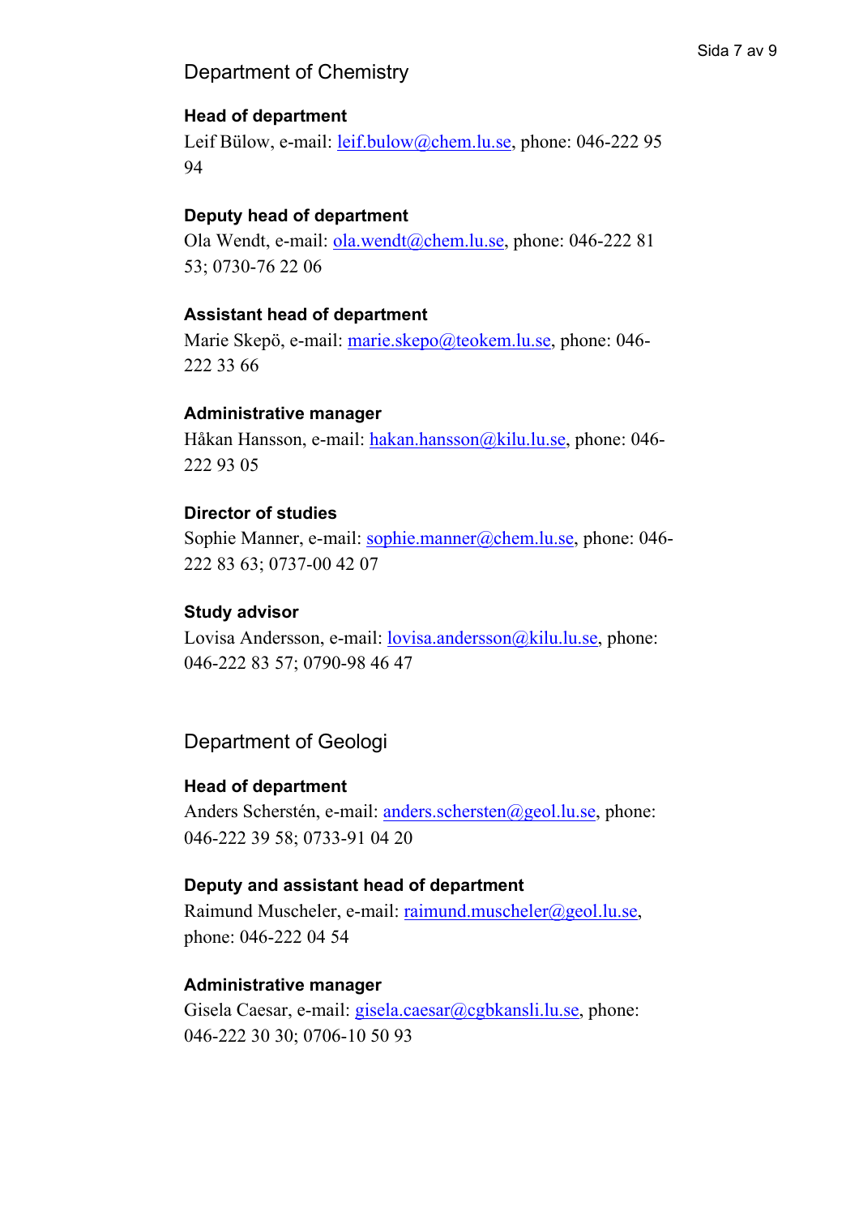## Department of Chemistry

**Head of department**

Leif Bülow, e-mail: leif.bulow@chem.lu.se, phone: 046-222 95 94

**Deputy head of department**

Ola Wendt, e-mail: ola.wendt@chem.lu.se, phone: 046-222 81 53; 0730-76 22 06

**Assistant head of department**

Marie Skepö, e-mail: marie.skepo@teokem.lu.se, phone: 046-222 33 66

**Administrative manager**

Håkan Hansson, e-mail: hakan.hansson@kilu.lu.se, phone: 046-222 93 05

**Director of studies**

Sophie Manner, e-mail: sophie.manner@chem.lu.se, phone: 046-222 83 63; 0737-00 42 07

**Study advisor**

Lovisa Andersson, e-mail: lovisa.andersson@kilu.lu.se, phone: 046-222 83 57; 0790-98 46 47

## Department of Geologi

**Head of department**

Anders Scherstén, e-mail: anders.schersten@geol.lu.se, phone: 046-222 39 58; 0733-91 04 20

**Deputy and assistant head of department**

Raimund Muscheler, e-mail: raimund.muscheler@geol.lu.se, phone: 046-222 04 54

**Administrative manager**

Gisela Caesar, e-mail: gisela.caesar@cgbkansli.lu.se, phone: 046-222 30 30; 0706-10 50 93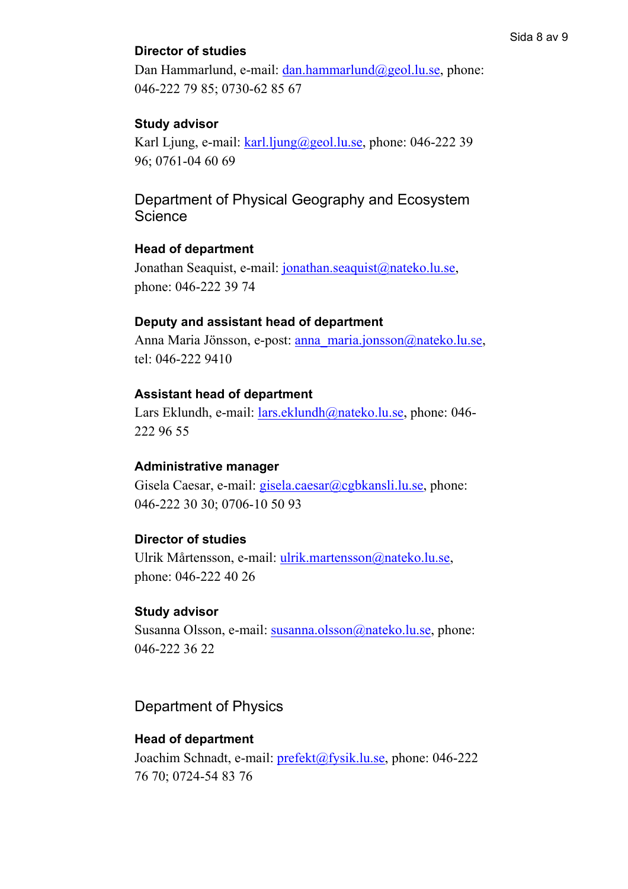### Director of studies

Dan Hammarlund, e-mail: dan.hammarlund@geol.lu.se, phone: 046-222 79 85; 0730-62 85 67

### Study advisor

Karl Ljung, e-mail: karl.ljung@geol.lu.se, phone: 046-222 39 96; 0761-04 60 69

## Department of Physical Geography and Ecosystem Science

### Head of department

Jonathan Seaquist, e-mail: jonathan.seaquist@nateko.lu.se, phone: 046-222 39 74

### Deputy and assistant head of department

Anna Maria Jönsson, e-post: anna_maria.jonsson@nateko.lu.se, tel: 046-222 9410

### Assistant head of department

Lars Eklundh, e-mail: lars.eklundh@nateko.lu.se, phone: 046-222 96 55

### Administrative manager

Gisela Caesar, e-mail: gisela.caesar@cgbkansli.lu.se, phone: 046-222 30 30; 0706-10 50 93

### Director of studies

Ulrik Mårtensson, e-mail: ulrik.martensson@nateko.lu.se, phone: 046-222 40 26

### Study advisor

Susanna Olsson, e-mail: susanna.olsson@nateko.lu.se, phone: 046-222 36 22

## Department of Physics

### Head of department

Joachim Schnadt, e-mail: prefekt@fysik.lu.se, phone: 046-222 76 70; 0724-54 83 76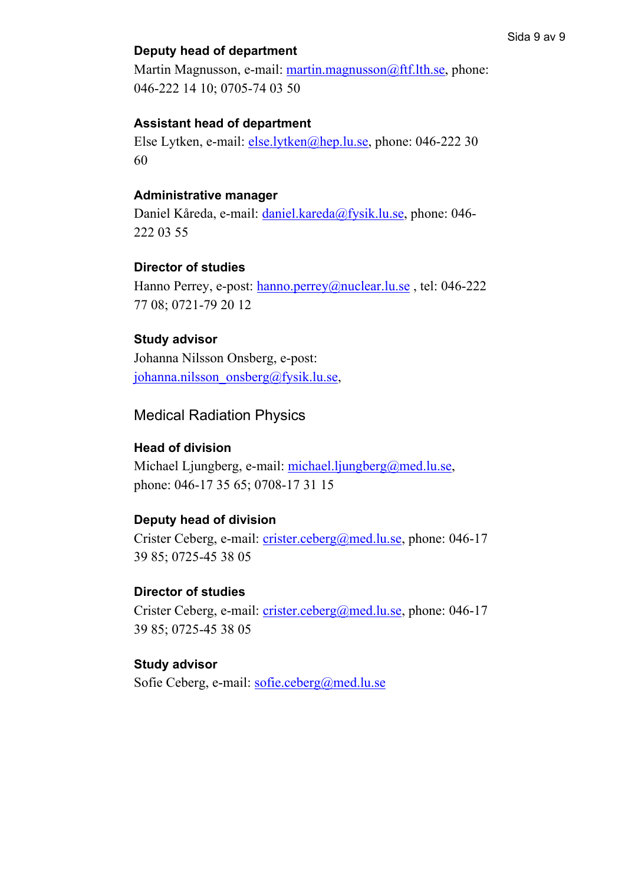### Deputy head of department

Martin Magnusson, e-mail: martin.magnusson@ftf.lth.se, phone: 046-222 14 10; 0705-74 03 50

### Assistant head of department

Else Lytken, e-mail: else.lytken@hep.lu.se, phone: 046-222 30 60

### Administrative manager

Daniel Kåreda, e-mail: daniel.kareda@fysik.lu.se, phone: 046-222 03 55

### Director of studies

Hanno Perrey, e-post: hanno.perrey@nuclear.lu.se , tel: 046-222 77 08; 0721-79 20 12

### Study advisor

Johanna Nilsson Onsberg, e-post: johanna.nilsson_onsberg@fysik.lu.se,

## Medical Radiation Physics

### Head of division

Michael Ljungberg, e-mail: michael.ljungberg@med.lu.se, phone: 046-17 35 65; 0708-17 31 15

### Deputy head of division

Crister Ceberg, e-mail: crister.ceberg@med.lu.se, phone: 046-17 39 85; 0725-45 38 05

### Director of studies

Crister Ceberg, e-mail: crister.ceberg@med.lu.se, phone: 046-17 39 85; 0725-45 38 05

### Study advisor

Sofie Ceberg, e-mail: sofie.ceberg@med.lu.se